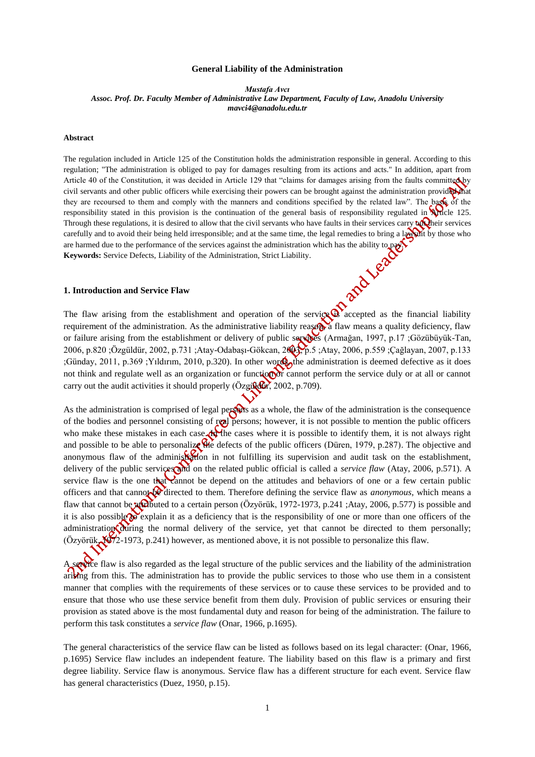# General Liability of the Administration

*Mustafa Avcı*
*Assoc. Prof. Dr. Faculty Member of Administrative Law Department, Faculty of Law, Anadolu University*
*mavci4@anadolu.edu.tr*

**Abstract**

The regulation included in Article 125 of the Constitution holds the administration responsible in general. According to this regulation; "The administration is obliged to pay for damages resulting from its actions and acts." In addition, apart from Article 40 of the Constitution, it was decided in Article 129 that "claims for damages arising from the faults committed by civil servants and other public officers while exercising their powers can be brought against the administration provided that they are recoursed to them and comply with the manners and conditions specified by the related law". The basis of the responsibility stated in this provision is the continuation of the general basis of responsibility regulated in Article 125. Through these regulations, it is desired to allow that the civil servants who have faults in their services carry out their services carefully and to avoid their being held irresponsible; and at the same time, the legal remedies to bring a lawsuit by those who are harmed due to the performance of the services against the administration which has the ability to pay.

**Keywords:** Service Defects, Liability of the Administration, Strict Liability.

## 1. Introduction and Service Flaw

The flaw arising from the establishment and operation of the service is accepted as the financial liability requirement of the administration. As the administrative liability reason, a flaw means a quality deficiency, flaw or failure arising from the establishment or delivery of public services (Armağan, 1997, p.17 ;Gözübüyük-Tan, 2006, p.820 ;Özgüldür, 2002, p.731 ;Atay-Odabaşı-Gökcan, 2003, p.5 ;Atay, 2006, p.559 ;Çağlayan, 2007, p.133 ;Günday, 2011, p.369 ;Yıldırım, 2010, p.320). In other words, the administration is deemed defective as it does not think and regulate well as an organization or function or cannot perform the service duly or at all or cannot carry out the audit activities it should properly (Özgüldür, 2002, p.709).

As the administration is comprised of legal persons as a whole, the flaw of the administration is the consequence of the bodies and personnel consisting of real persons; however, it is not possible to mention the public officers who make these mistakes in each case. In the cases where it is possible to identify them, it is not always right and possible to be able to personalize the defects of the public officers (Düren, 1979, p.287). The objective and anonymous flaw of the administration in not fulfilling its supervision and audit task on the establishment, delivery of the public services and on the related public official is called a *service flaw* (Atay, 2006, p.571). A service flaw is the one that cannot be depend on the attitudes and behaviors of one or a few certain public officers and that cannot be directed to them. Therefore defining the service flaw as *anonymous*, which means a flaw that cannot be attributed to a certain person (Özyörük, 1972-1973, p.241 ;Atay, 2006, p.577) is possible and it is also possible to explain it as a deficiency that is the responsibility of one or more than one officers of the administration during the normal delivery of the service, yet that cannot be directed to them personally; (Özyörük, 1972-1973, p.241) however, as mentioned above, it is not possible to personalize this flaw.

A service flaw is also regarded as the legal structure of the public services and the liability of the administration arising from this. The administration has to provide the public services to those who use them in a consistent manner that complies with the requirements of these services or to cause these services to be provided and to ensure that those who use these service benefit from them duly. Provision of public services or ensuring their provision as stated above is the most fundamental duty and reason for being of the administration. The failure to perform this task constitutes a *service flaw* (Onar, 1966, p.1695).

The general characteristics of the service flaw can be listed as follows based on its legal character: (Onar, 1966, p.1695) Service flaw includes an independent feature. The liability based on this flaw is a primary and first degree liability. Service flaw is anonymous. Service flaw has a different structure for each event. Service flaw has general characteristics (Duez, 1950, p.15).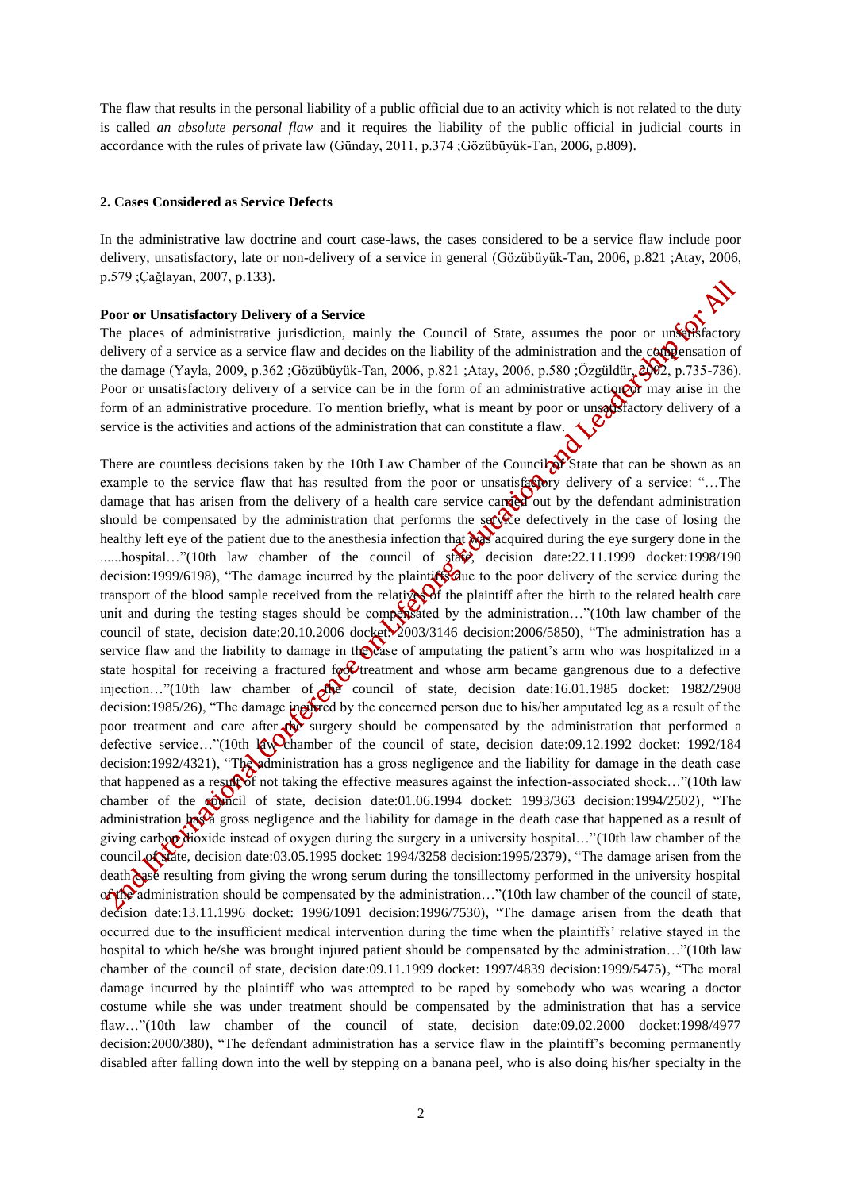The flaw that results in the personal liability of a public official due to an activity which is not related to the duty is called *an absolute personal flaw* and it requires the liability of the public official in judicial courts in accordance with the rules of private law (Günday, 2011, p.374 ;Gözübüyük-Tan, 2006, p.809).

## 2. Cases Considered as Service Defects

In the administrative law doctrine and court case-laws, the cases considered to be a service flaw include poor delivery, unsatisfactory, late or non-delivery of a service in general (Gözübüyük-Tan, 2006, p.821 ;Atay, 2006, p.579 ;Çağlayan, 2007, p.133).

**Poor or Unsatisfactory Delivery of a Service**

The places of administrative jurisdiction, mainly the Council of State, assumes the poor or unsatisfactory delivery of a service as a service flaw and decides on the liability of the administration and the compensation of the damage (Yayla, 2009, p.362 ;Gözübüyük-Tan, 2006, p.821 ;Atay, 2006, p.580 ;Özgüldür, 2002, p.735-736). Poor or unsatisfactory delivery of a service can be in the form of an administrative action or may arise in the form of an administrative procedure. To mention briefly, what is meant by poor or unsatisfactory delivery of a service is the activities and actions of the administration that can constitute a flaw.

There are countless decisions taken by the 10th Law Chamber of the Council of State that can be shown as an example to the service flaw that has resulted from the poor or unsatisfactory delivery of a service: "…The damage that has arisen from the delivery of a health care service carried out by the defendant administration should be compensated by the administration that performs the service defectively in the case of losing the healthy left eye of the patient due to the anesthesia infection that was acquired during the eye surgery done in the ......hospital…"(10th law chamber of the council of state, decision date:22.11.1999 docket:1998/190 decision:1999/6198), "The damage incurred by the plaintiffs due to the poor delivery of the service during the transport of the blood sample received from the relatives of the plaintiff after the birth to the related health care unit and during the testing stages should be compensated by the administration…"(10th law chamber of the council of state, decision date:20.10.2006 docket: 2003/3146 decision:2006/5850), "The administration has a service flaw and the liability to damage in the case of amputating the patient's arm who was hospitalized in a state hospital for receiving a fractured foot treatment and whose arm became gangrenous due to a defective injection…"(10th law chamber of the council of state, decision date:16.01.1985 docket: 1982/2908 decision:1985/26), "The damage incurred by the concerned person due to his/her amputated leg as a result of the poor treatment and care after the surgery should be compensated by the administration that performed a defective service…"(10th law chamber of the council of state, decision date:09.12.1992 docket: 1992/184 decision:1992/4321), "The administration has a gross negligence and the liability for damage in the death case that happened as a result of not taking the effective measures against the infection-associated shock…"(10th law chamber of the council of state, decision date:01.06.1994 docket: 1993/363 decision:1994/2502), "The administration has a gross negligence and the liability for damage in the death case that happened as a result of giving carbon dioxide instead of oxygen during the surgery in a university hospital…"(10th law chamber of the council of state, decision date:03.05.1995 docket: 1994/3258 decision:1995/2379), "The damage arisen from the death case resulting from giving the wrong serum during the tonsillectomy performed in the university hospital of the administration should be compensated by the administration…"(10th law chamber of the council of state, decision date:13.11.1996 docket: 1996/1091 decision:1996/7530), "The damage arisen from the death that occurred due to the insufficient medical intervention during the time when the plaintiffs' relative stayed in the hospital to which he/she was brought injured patient should be compensated by the administration…"(10th law chamber of the council of state, decision date:09.11.1999 docket: 1997/4839 decision:1999/5475), "The moral damage incurred by the plaintiff who was attempted to be raped by somebody who was wearing a doctor costume while she was under treatment should be compensated by the administration that has a service flaw…"(10th law chamber of the council of state, decision date:09.02.2000 docket:1998/4977 decision:2000/380), "The defendant administration has a service flaw in the plaintiff's becoming permanently disabled after falling down into the well by stepping on a banana peel, who is also doing his/her specialty in the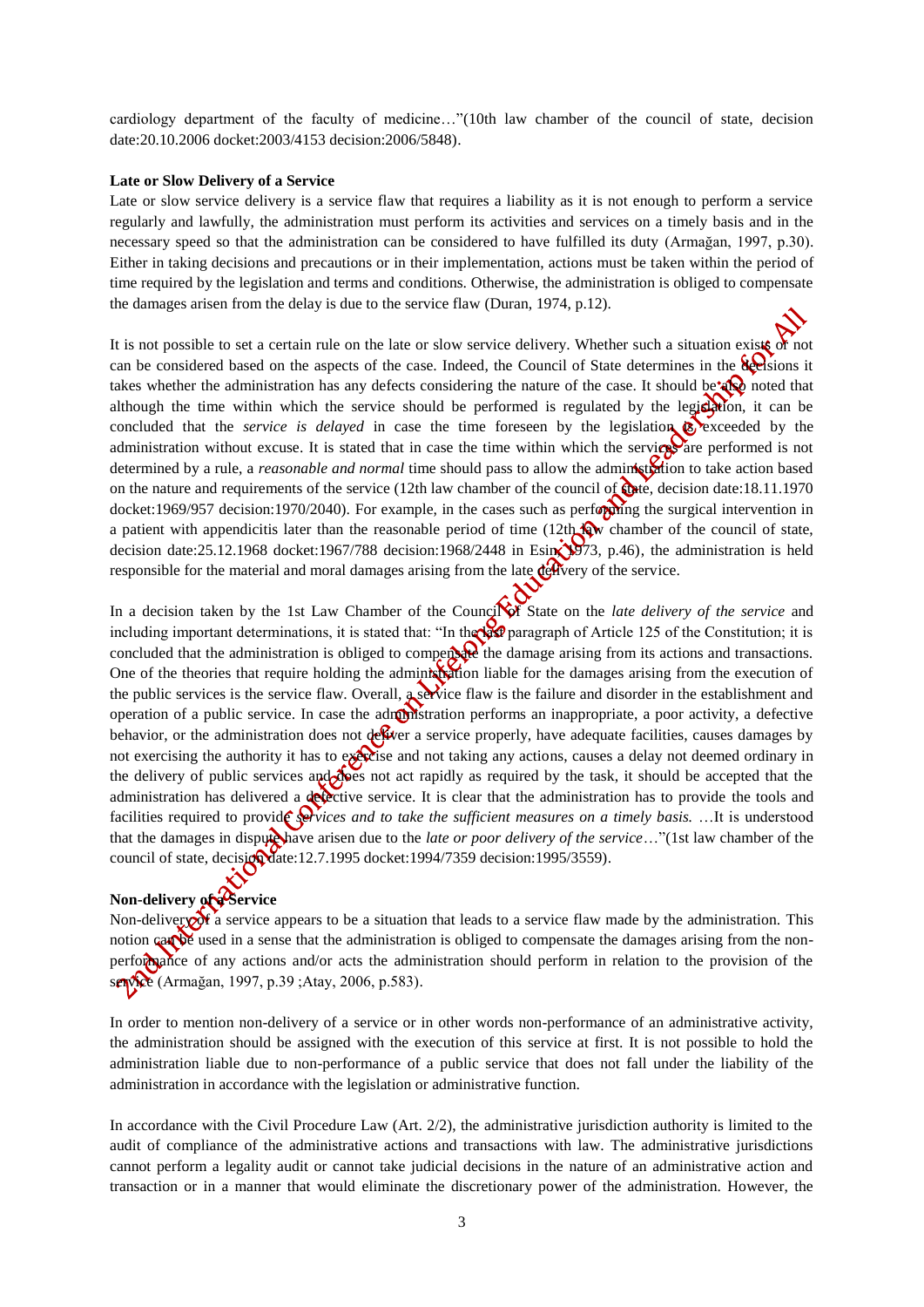cardiology department of the faculty of medicine…"(10th law chamber of the council of state, decision date:20.10.2006 docket:2003/4153 decision:2006/5848).

**Late or Slow Delivery of a Service**

Late or slow service delivery is a service flaw that requires a liability as it is not enough to perform a service regularly and lawfully, the administration must perform its activities and services on a timely basis and in the necessary speed so that the administration can be considered to have fulfilled its duty (Armağan, 1997, p.30). Either in taking decisions and precautions or in their implementation, actions must be taken within the period of time required by the legislation and terms and conditions. Otherwise, the administration is obliged to compensate the damages arisen from the delay is due to the service flaw (Duran, 1974, p.12).

It is not possible to set a certain rule on the late or slow service delivery. Whether such a situation exists or not can be considered based on the aspects of the case. Indeed, the Council of State determines in the decisions it takes whether the administration has any defects considering the nature of the case. It should be also noted that although the time within which the service should be performed is regulated by the legislation, it can be concluded that the *service is delayed* in case the time foreseen by the legislation is exceeded by the administration without excuse. It is stated that in case the time within which the services are performed is not determined by a rule, a *reasonable and normal* time should pass to allow the administration to take action based on the nature and requirements of the service (12th law chamber of the council of state, decision date:18.11.1970 docket:1969/957 decision:1970/2040). For example, in the cases such as performing the surgical intervention in a patient with appendicitis later than the reasonable period of time (12th law chamber of the council of state, decision date:25.12.1968 docket:1967/788 decision:1968/2448 in Esin, 1973, p.46), the administration is held responsible for the material and moral damages arising from the late delivery of the service.

In a decision taken by the 1st Law Chamber of the Council of State on the *late delivery of the service* and including important determinations, it is stated that: "In the last paragraph of Article 125 of the Constitution; it is concluded that the administration is obliged to compensate the damage arising from its actions and transactions. One of the theories that require holding the administration liable for the damages arising from the execution of the public services is the service flaw. Overall, a service flaw is the failure and disorder in the establishment and operation of a public service. In case the administration performs an inappropriate, a poor activity, a defective behavior, or the administration does not deliver a service properly, have adequate facilities, causes damages by not exercising the authority it has to exercise and not taking any actions, causes a delay not deemed ordinary in the delivery of public services and does not act rapidly as required by the task, it should be accepted that the administration has delivered a defective service. It is clear that the administration has to provide the tools and facilities required to provide *services and to take the sufficient measures on a timely basis.* …It is understood that the damages in dispute have arisen due to the *late or poor delivery of the service*…"(1st law chamber of the council of state, decision date:12.7.1995 docket:1994/7359 decision:1995/3559).

**Non-delivery of a Service**

Non-delivery of a service appears to be a situation that leads to a service flaw made by the administration. This notion can be used in a sense that the administration is obliged to compensate the damages arising from the non-performance of any actions and/or acts the administration should perform in relation to the provision of the service (Armağan, 1997, p.39 ;Atay, 2006, p.583).

In order to mention non-delivery of a service or in other words non-performance of an administrative activity, the administration should be assigned with the execution of this service at first. It is not possible to hold the administration liable due to non-performance of a public service that does not fall under the liability of the administration in accordance with the legislation or administrative function.

In accordance with the Civil Procedure Law (Art. 2/2), the administrative jurisdiction authority is limited to the audit of compliance of the administrative actions and transactions with law. The administrative jurisdictions cannot perform a legality audit or cannot take judicial decisions in the nature of an administrative action and transaction or in a manner that would eliminate the discretionary power of the administration. However, the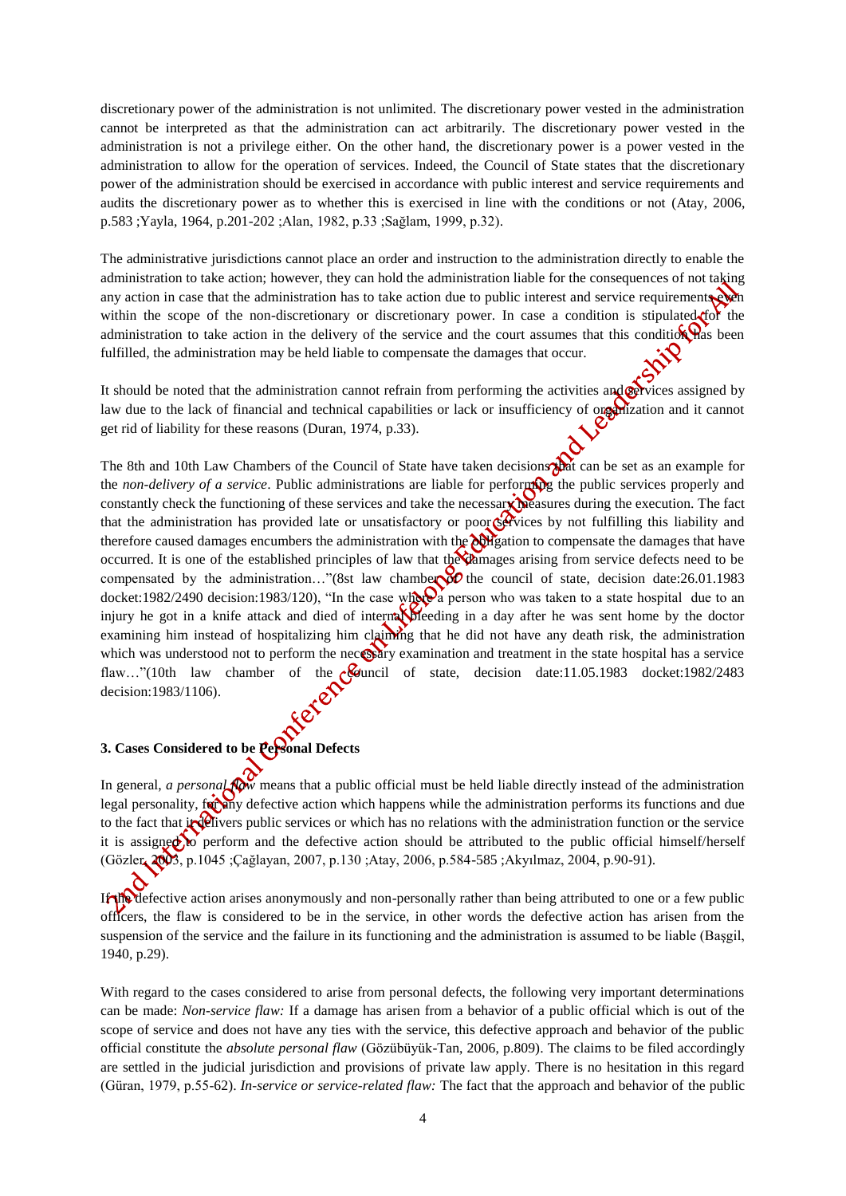discretionary power of the administration is not unlimited. The discretionary power vested in the administration cannot be interpreted as that the administration can act arbitrarily. The discretionary power vested in the administration is not a privilege either. On the other hand, the discretionary power is a power vested in the administration to allow for the operation of services. Indeed, the Council of State states that the discretionary power of the administration should be exercised in accordance with public interest and service requirements and audits the discretionary power as to whether this is exercised in line with the conditions or not (Atay, 2006, p.583 ;Yayla, 1964, p.201-202 ;Alan, 1982, p.33 ;Sağlam, 1999, p.32).

The administrative jurisdictions cannot place an order and instruction to the administration directly to enable the administration to take action; however, they can hold the administration liable for the consequences of not taking any action in case that the administration has to take action due to public interest and service requirements even within the scope of the non-discretionary or discretionary power. In case a condition is stipulated for the administration to take action in the delivery of the service and the court assumes that this condition has been fulfilled, the administration may be held liable to compensate the damages that occur.

It should be noted that the administration cannot refrain from performing the activities and services assigned by law due to the lack of financial and technical capabilities or lack or insufficiency of organization and it cannot get rid of liability for these reasons (Duran, 1974, p.33).

The 8th and 10th Law Chambers of the Council of State have taken decisions that can be set as an example for the *non-delivery of a service*. Public administrations are liable for performing the public services properly and constantly check the functioning of these services and take the necessary measures during the execution. The fact that the administration has provided late or unsatisfactory or poor services by not fulfilling this liability and therefore caused damages encumbers the administration with the obligation to compensate the damages that have occurred. It is one of the established principles of law that the damages arising from service defects need to be compensated by the administration…"(8st law chamber of the council of state, decision date:26.01.1983 docket:1982/2490 decision:1983/120), "In the case where a person who was taken to a state hospital due to an injury he got in a knife attack and died of internal bleeding in a day after he was sent home by the doctor examining him instead of hospitalizing him claiming that he did not have any death risk, the administration which was understood not to perform the necessary examination and treatment in the state hospital has a service flaw…"(10th law chamber of the council of state, decision date:11.05.1983 docket:1982/2483 decision:1983/1106).

### 3. Cases Considered to be Personal Defects

In general, *a personal flaw* means that a public official must be held liable directly instead of the administration legal personality, for any defective action which happens while the administration performs its functions and due to the fact that it delivers public services or which has no relations with the administration function or the service it is assigned to perform and the defective action should be attributed to the public official himself/herself (Gözler, 2003, p.1045 ;Çağlayan, 2007, p.130 ;Atay, 2006, p.584-585 ;Akyılmaz, 2004, p.90-91).

If the defective action arises anonymously and non-personally rather than being attributed to one or a few public officers, the flaw is considered to be in the service, in other words the defective action has arisen from the suspension of the service and the failure in its functioning and the administration is assumed to be liable (Başgil, 1940, p.29).

With regard to the cases considered to arise from personal defects, the following very important determinations can be made: *Non-service flaw:* If a damage has arisen from a behavior of a public official which is out of the scope of service and does not have any ties with the service, this defective approach and behavior of the public official constitute the *absolute personal flaw* (Gözübüyük-Tan, 2006, p.809). The claims to be filed accordingly are settled in the judicial jurisdiction and provisions of private law apply. There is no hesitation in this regard (Güran, 1979, p.55-62). *In-service or service-related flaw:* The fact that the approach and behavior of the public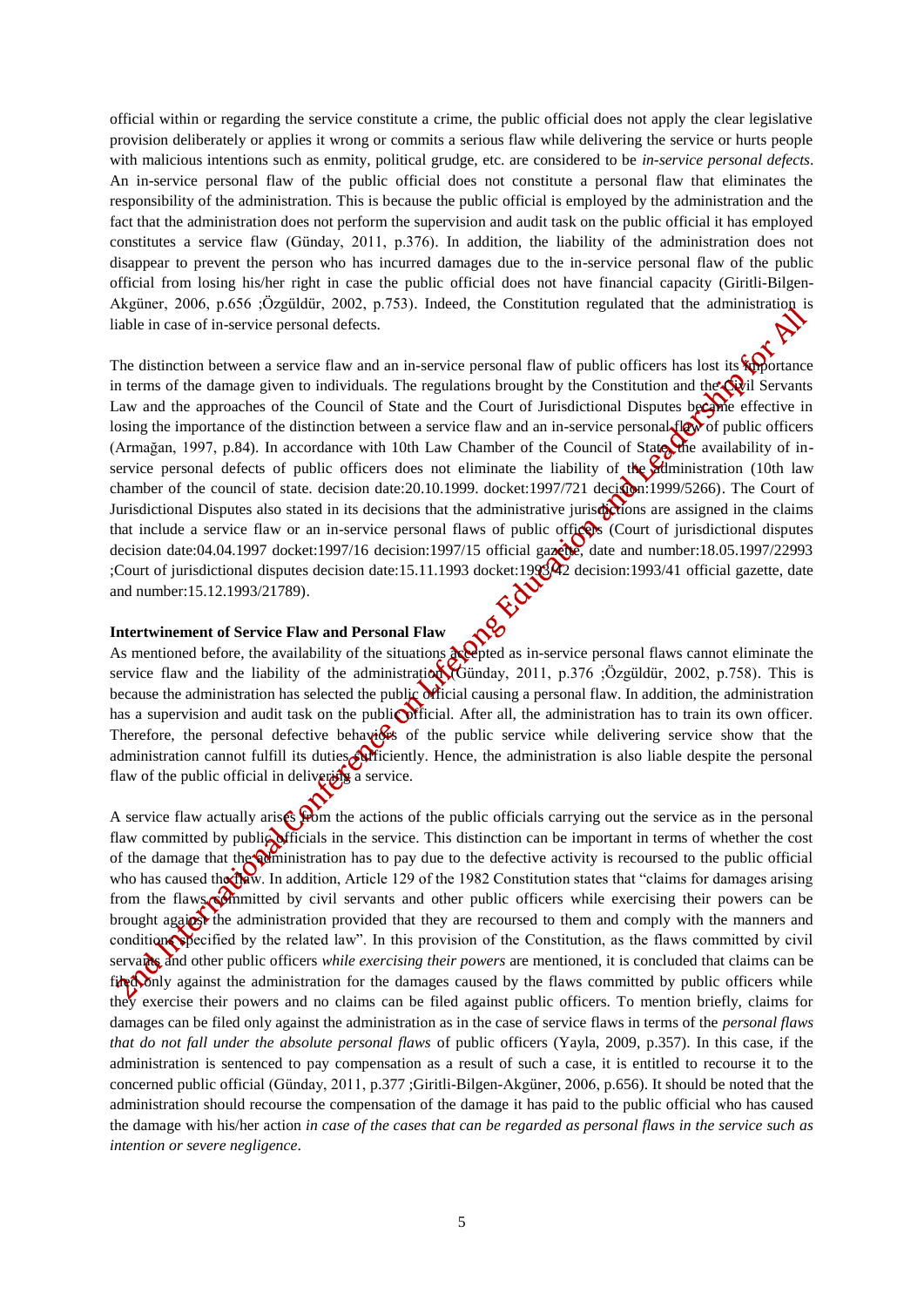official within or regarding the service constitute a crime, the public official does not apply the clear legislative provision deliberately or applies it wrong or commits a serious flaw while delivering the service or hurts people with malicious intentions such as enmity, political grudge, etc. are considered to be *in-service personal defects*. An in-service personal flaw of the public official does not constitute a personal flaw that eliminates the responsibility of the administration. This is because the public official is employed by the administration and the fact that the administration does not perform the supervision and audit task on the public official it has employed constitutes a service flaw (Günday, 2011, p.376). In addition, the liability of the administration does not disappear to prevent the person who has incurred damages due to the in-service personal flaw of the public official from losing his/her right in case the public official does not have financial capacity (Giritli-Bilgen-Akgüner, 2006, p.656 ;Özgüldür, 2002, p.753). Indeed, the Constitution regulated that the administration is liable in case of in-service personal defects.

The distinction between a service flaw and an in-service personal flaw of public officers has lost its importance in terms of the damage given to individuals. The regulations brought by the Constitution and the Civil Servants Law and the approaches of the Council of State and the Court of Jurisdictional Disputes became effective in losing the importance of the distinction between a service flaw and an in-service personal flaw of public officers (Armağan, 1997, p.84). In accordance with 10th Law Chamber of the Council of State, the availability of in-service personal defects of public officers does not eliminate the liability of the administration (10th law chamber of the council of state. decision date:20.10.1999. docket:1997/721 decision:1999/5266). The Court of Jurisdictional Disputes also stated in its decisions that the administrative jurisdictions are assigned in the claims that include a service flaw or an in-service personal flaws of public officers (Court of jurisdictional disputes decision date:04.04.1997 docket:1997/16 decision:1997/15 official gazette, date and number:18.05.1997/22993 ;Court of jurisdictional disputes decision date:15.11.1993 docket:1993/42 decision:1993/41 official gazette, date and number:15.12.1993/21789).

**Intertwinement of Service Flaw and Personal Flaw**

As mentioned before, the availability of the situations accepted as in-service personal flaws cannot eliminate the service flaw and the liability of the administration (Günday, 2011, p.376 ;Özgüldür, 2002, p.758). This is because the administration has selected the public official causing a personal flaw. In addition, the administration has a supervision and audit task on the public official. After all, the administration has to train its own officer. Therefore, the personal defective behaviors of the public service while delivering service show that the administration cannot fulfill its duties sufficiently. Hence, the administration is also liable despite the personal flaw of the public official in delivering a service.

A service flaw actually arises from the actions of the public officials carrying out the service as in the personal flaw committed by public officials in the service. This distinction can be important in terms of whether the cost of the damage that the administration has to pay due to the defective activity is recoursed to the public official who has caused the flaw. In addition, Article 129 of the 1982 Constitution states that "claims for damages arising from the flaws committed by civil servants and other public officers while exercising their powers can be brought against the administration provided that they are recoursed to them and comply with the manners and conditions specified by the related law". In this provision of the Constitution, as the flaws committed by civil servants and other public officers *while exercising their powers* are mentioned, it is concluded that claims can be filed only against the administration for the damages caused by the flaws committed by public officers while they exercise their powers and no claims can be filed against public officers. To mention briefly, claims for damages can be filed only against the administration as in the case of service flaws in terms of the *personal flaws that do not fall under the absolute personal flaws* of public officers (Yayla, 2009, p.357). In this case, if the administration is sentenced to pay compensation as a result of such a case, it is entitled to recourse it to the concerned public official (Günday, 2011, p.377 ;Giritli-Bilgen-Akgüner, 2006, p.656). It should be noted that the administration should recourse the compensation of the damage it has paid to the public official who has caused the damage with his/her action *in case of the cases that can be regarded as personal flaws in the service such as intention or severe negligence*.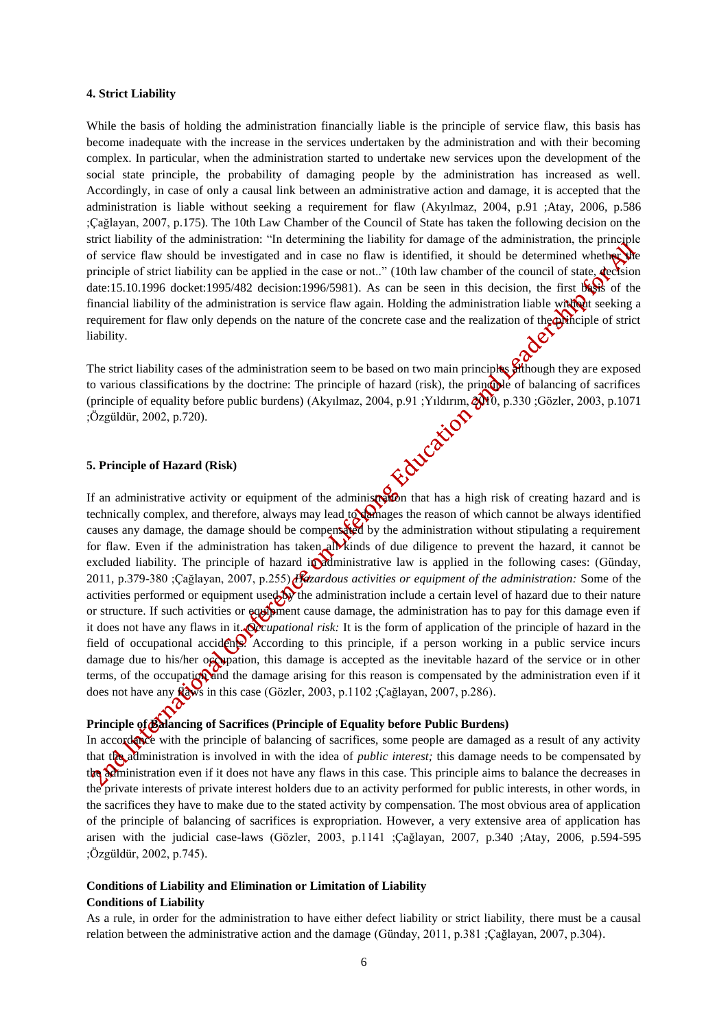## 4. Strict Liability

While the basis of holding the administration financially liable is the principle of service flaw, this basis has become inadequate with the increase in the services undertaken by the administration and with their becoming complex. In particular, when the administration started to undertake new services upon the development of the social state principle, the probability of damaging people by the administration has increased as well. Accordingly, in case of only a causal link between an administrative action and damage, it is accepted that the administration is liable without seeking a requirement for flaw (Akyılmaz, 2004, p.91 ;Atay, 2006, p.586 ;Çağlayan, 2007, p.175). The 10th Law Chamber of the Council of State has taken the following decision on the strict liability of the administration: "In determining the liability for damage of the administration, the principle of service flaw should be investigated and in case no flaw is identified, it should be determined whether the principle of strict liability can be applied in the case or not.." (10th law chamber of the council of state, decision date:15.10.1996 docket:1995/482 decision:1996/5981). As can be seen in this decision, the first basis of the financial liability of the administration is service flaw again. Holding the administration liable without seeking a requirement for flaw only depends on the nature of the concrete case and the realization of the principle of strict liability.

The strict liability cases of the administration seem to be based on two main principles although they are exposed to various classifications by the doctrine: The principle of hazard (risk), the principle of balancing of sacrifices (principle of equality before public burdens) (Akyılmaz, 2004, p.91 ;Yıldırım, 2010, p.330 ;Gözler, 2003, p.1071 ;Özgüldür, 2002, p.720).

## 5. Principle of Hazard (Risk)

If an administrative activity or equipment of the administration that has a high risk of creating hazard and is technically complex, and therefore, always may lead to damages the reason of which cannot be always identified causes any damage, the damage should be compensated by the administration without stipulating a requirement for flaw. Even if the administration has taken all kinds of due diligence to prevent the hazard, it cannot be excluded liability. The principle of hazard in administrative law is applied in the following cases: (Günday, 2011, p.379-380 ;Çağlayan, 2007, p.255) *Hazardous activities or equipment of the administration:* Some of the activities performed or equipment used by the administration include a certain level of hazard due to their nature or structure. If such activities or equipment cause damage, the administration has to pay for this damage even if it does not have any flaws in it. *Occupational risk:* It is the form of application of the principle of hazard in the field of occupational accidents. According to this principle, if a person working in a public service incurs damage due to his/her occupation, this damage is accepted as the inevitable hazard of the service or in other terms, of the occupation and the damage arising for this reason is compensated by the administration even if it does not have any flaws in this case (Gözler, 2003, p.1102 ;Çağlayan, 2007, p.286).

### Principle of Balancing of Sacrifices (Principle of Equality before Public Burdens)

In accordance with the principle of balancing of sacrifices, some people are damaged as a result of any activity that the administration is involved in with the idea of *public interest;* this damage needs to be compensated by the administration even if it does not have any flaws in this case. This principle aims to balance the decreases in the private interests of private interest holders due to an activity performed for public interests, in other words, in the sacrifices they have to make due to the stated activity by compensation. The most obvious area of application of the principle of balancing of sacrifices is expropriation. However, a very extensive area of application has arisen with the judicial case-laws (Gözler, 2003, p.1141 ;Çağlayan, 2007, p.340 ;Atay, 2006, p.594-595 ;Özgüldür, 2002, p.745).

### Conditions of Liability and Elimination or Limitation of Liability

### Conditions of Liability

As a rule, in order for the administration to have either defect liability or strict liability, there must be a causal relation between the administrative action and the damage (Günday, 2011, p.381 ;Çağlayan, 2007, p.304).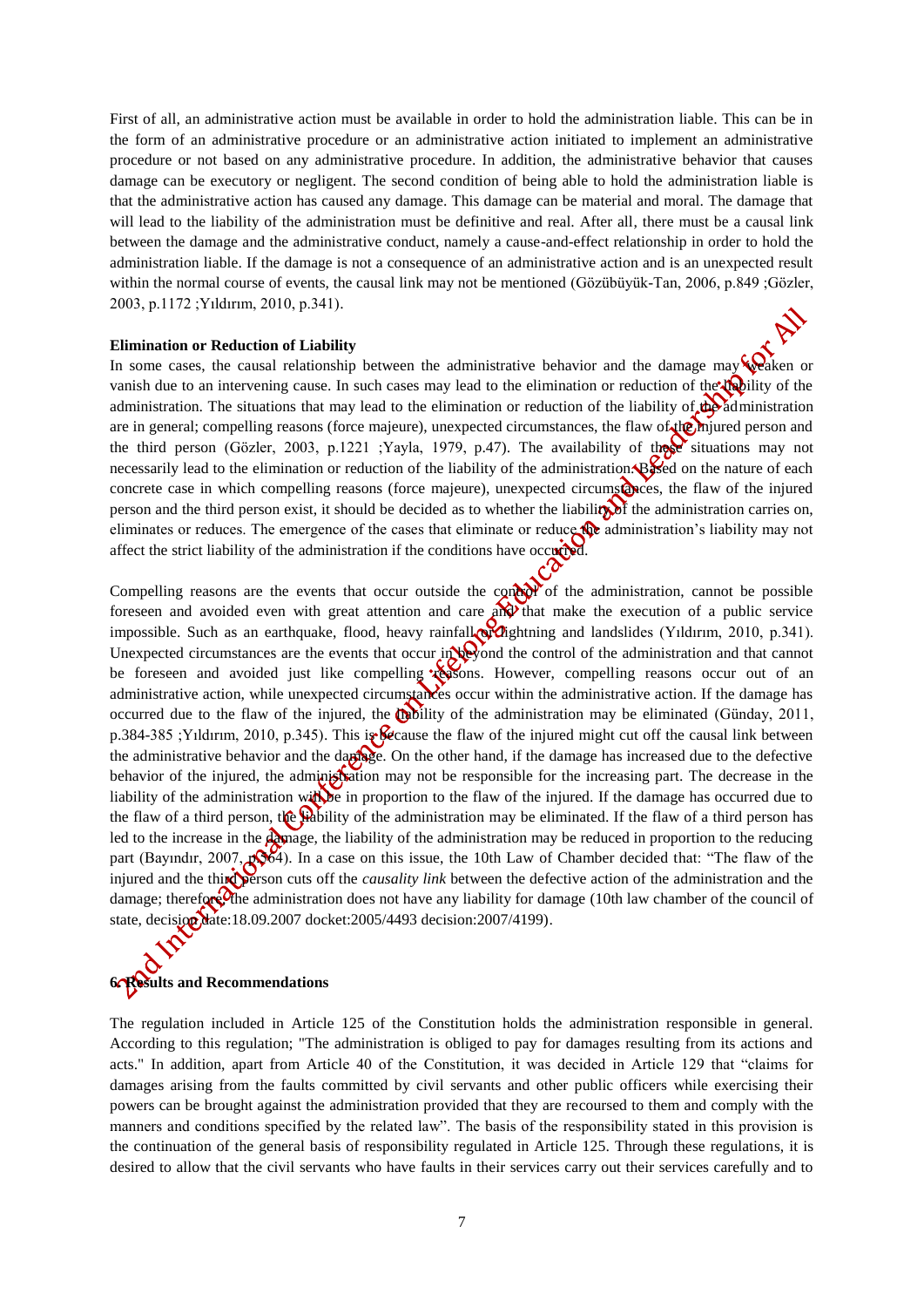First of all, an administrative action must be available in order to hold the administration liable. This can be in the form of an administrative procedure or an administrative action initiated to implement an administrative procedure or not based on any administrative procedure. In addition, the administrative behavior that causes damage can be executory or negligent. The second condition of being able to hold the administration liable is that the administrative action has caused any damage. This damage can be material and moral. The damage that will lead to the liability of the administration must be definitive and real. After all, there must be a causal link between the damage and the administrative conduct, namely a cause-and-effect relationship in order to hold the administration liable. If the damage is not a consequence of an administrative action and is an unexpected result within the normal course of events, the causal link may not be mentioned (Gözübüyük-Tan, 2006, p.849 ;Gözler, 2003, p.1172 ;Yıldırım, 2010, p.341).

**Elimination or Reduction of Liability**

In some cases, the causal relationship between the administrative behavior and the damage may weaken or vanish due to an intervening cause. In such cases may lead to the elimination or reduction of the liability of the administration. The situations that may lead to the elimination or reduction of the liability of the administration are in general; compelling reasons (force majeure), unexpected circumstances, the flaw of the injured person and the third person (Gözler, 2003, p.1221 ;Yayla, 1979, p.47). The availability of these situations may not necessarily lead to the elimination or reduction of the liability of the administration. Based on the nature of each concrete case in which compelling reasons (force majeure), unexpected circumstances, the flaw of the injured person and the third person exist, it should be decided as to whether the liability of the administration carries on, eliminates or reduces. The emergence of the cases that eliminate or reduce the administration's liability may not affect the strict liability of the administration if the conditions have occurred.

Compelling reasons are the events that occur outside the control of the administration, cannot be possible foreseen and avoided even with great attention and care and that make the execution of a public service impossible. Such as an earthquake, flood, heavy rainfall or lightning and landslides (Yıldırım, 2010, p.341). Unexpected circumstances are the events that occur in beyond the control of the administration and that cannot be foreseen and avoided just like compelling reasons. However, compelling reasons occur out of an administrative action, while unexpected circumstances occur within the administrative action. If the damage has occurred due to the flaw of the injured, the liability of the administration may be eliminated (Günday, 2011, p.384-385 ;Yıldırım, 2010, p.345). This is because the flaw of the injured might cut off the causal link between the administrative behavior and the damage. On the other hand, if the damage has increased due to the defective behavior of the injured, the administration may not be responsible for the increasing part. The decrease in the liability of the administration will be in proportion to the flaw of the injured. If the damage has occurred due to the flaw of a third person, the liability of the administration may be eliminated. If the flaw of a third person has led to the increase in the damage, the liability of the administration may be reduced in proportion to the reducing part (Bayındır, 2007, p.364). In a case on this issue, the 10th Law of Chamber decided that: "The flaw of the injured and the third person cuts off the *causality link* between the defective action of the administration and the damage; therefore, the administration does not have any liability for damage (10th law chamber of the council of state, decision date:18.09.2007 docket:2005/4493 decision:2007/4199).

## 6. Results and Recommendations

The regulation included in Article 125 of the Constitution holds the administration responsible in general. According to this regulation; "The administration is obliged to pay for damages resulting from its actions and acts." In addition, apart from Article 40 of the Constitution, it was decided in Article 129 that "claims for damages arising from the faults committed by civil servants and other public officers while exercising their powers can be brought against the administration provided that they are recoursed to them and comply with the manners and conditions specified by the related law". The basis of the responsibility stated in this provision is the continuation of the general basis of responsibility regulated in Article 125. Through these regulations, it is desired to allow that the civil servants who have faults in their services carry out their services carefully and to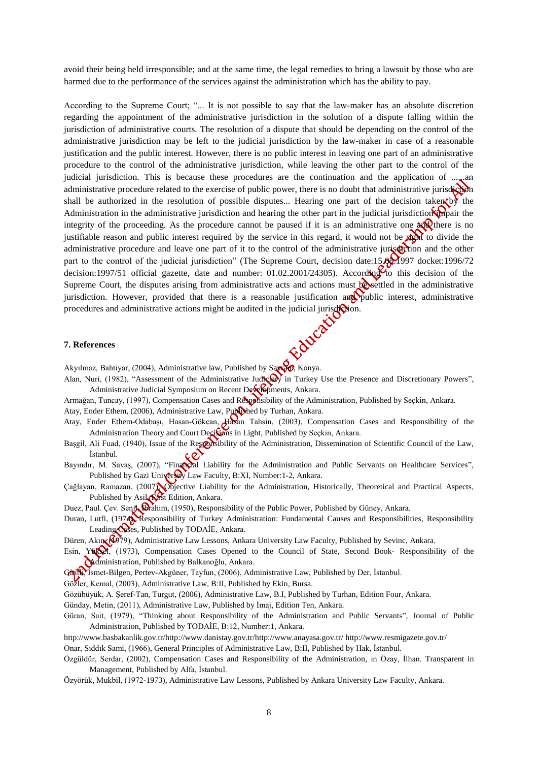avoid their being held irresponsible; and at the same time, the legal remedies to bring a lawsuit by those who are harmed due to the performance of the services against the administration which has the ability to pay.

According to the Supreme Court; "... It is not possible to say that the law-maker has an absolute discretion regarding the appointment of the administrative jurisdiction in the solution of a dispute falling within the jurisdiction of administrative courts. The resolution of a dispute that should be depending on the control of the administrative jurisdiction may be left to the judicial jurisdiction by the law-maker in case of a reasonable justification and the public interest. However, there is no public interest in leaving one part of an administrative procedure to the control of the administrative jurisdiction, while leaving the other part to the control of the judicial jurisdiction. This is because these procedures are the continuation and the application of ......an administrative procedure related to the exercise of public power, there is no doubt that administrative jurisdiction shall be authorized in the resolution of possible disputes... Hearing one part of the decision taken by the Administration in the administrative jurisdiction and hearing the other part in the judicial jurisdiction impair the integrity of the proceeding. As the procedure cannot be paused if it is an administrative one and there is no justifiable reason and public interest required by the service in this regard, it would not be right to divide the administrative procedure and leave one part of it to the control of the administrative jurisdiction and the other part to the control of the judicial jurisdiction" (The Supreme Court, decision date:15.05.1997 docket:1996/72 decision:1997/51 official gazette, date and number: 01.02.2001/24305). According to this decision of the Supreme Court, the disputes arising from administrative acts and actions must be settled in the administrative jurisdiction. However, provided that there is a reasonable justification and public interest, administrative procedures and administrative actions might be audited in the judicial jurisdiction.

## 7. References

Akyılmaz, Bahtiyar, (2004), Administrative law, Published by Sayram, Konya.

Alan, Nuri, (1982), "Assessment of the Administrative Judiciary in Turkey Use the Presence and Discretionary Powers", Administrative Judicial Symposium on Recent Developments, Ankara.

Armağan, Tuncay, (1997), Compensation Cases and Responsibility of the Administration, Published by Seçkin, Ankara.

Atay, Ender Ethem, (2006), Administrative Law, Published by Turhan, Ankara.

Atay, Ender Ethem-Odabaşı, Hasan-Gökcan, Hasan Tahsin, (2003), Compensation Cases and Responsibility of the Administration Theory and Court Decisions in Light, Published by Seçkin, Ankara.

Başgil, Ali Fuad, (1940), Issue of the Responsibility of the Administration, Dissemination of Scientific Council of the Law, İstanbul.

Bayındır, M. Savaş, (2007), "Financial Liability for the Administration and Public Servants on Healthcare Services", Published by Gazi University Law Faculty, B:XI, Number:1-2, Ankara.

Çağlayan, Ramazan, (2007), Objective Liability for the Administration, Historically, Theoretical and Practical Aspects, Published by Asil, First Edition, Ankara.

Duez, Paul. Çev. Senil, İbrahim, (1950), Responsibility of the Public Power, Published by Güney, Ankara.

Duran, Lutfi, (1974), Responsibility of Turkey Administration: Fundamental Causes and Responsibilities, Responsibility Leading Cases, Published by TODAİE, Ankara.

Düren, Akın, (1979), Administrative Law Lessons, Ankara University Law Faculty, Published by Sevinc, Ankara.

Esin, Yüksel, (1973), Compensation Cases Opened to the Council of State, Second Book- Responsibility of the Administration, Published by Balkanoğlu, Ankara.

Giritli, İsmet-Bilgen, Pertev-Akgüner, Tayfun, (2006), Administrative Law, Published by Der, İstanbul.

Gözler, Kemal, (2003), Administrative Law, B:II, Published by Ekin, Bursa.

Gözübüyük, A. Şeref-Tan, Turgut, (2006), Administrative Law, B.I, Published by Turhan, Edition Four, Ankara.

Günday, Metin, (2011), Administrative Law, Published by İmaj, Edition Ten, Ankara.

Güran, Sait, (1979), "Thinking about Responsibility of the Administration and Public Servants", Journal of Public Administration, Published by TODAİE, B:12, Number:1, Ankara.

http://www.basbakanlik.gov.tr/http://www.danistay.gov.tr/http://www.anayasa.gov.tr/ http://www.resmigazete.gov.tr/

Onar, Sıddık Sami, (1966), General Principles of Administrative Law, B:II, Published by Hak, İstanbul.

Özgüldür, Serdar, (2002), Compensation Cases and Responsibility of the Administration, in Özay, İlhan. Transparent in Management, Published by Alfa, İstanbul.

Özyörük, Mukbil, (1972-1973), Administrative Law Lessons, Published by Ankara University Law Faculty, Ankara.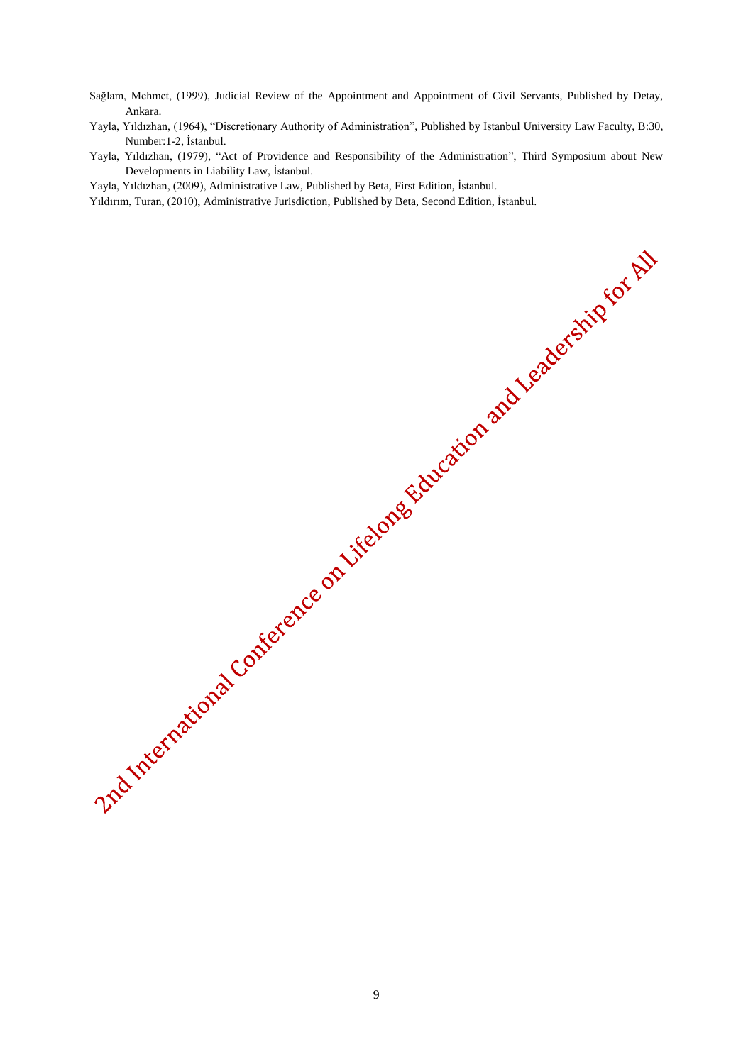Sağlam, Mehmet, (1999), Judicial Review of the Appointment and Appointment of Civil Servants, Published by Detay, Ankara.

Yayla, Yıldızhan, (1964), "Discretionary Authority of Administration", Published by İstanbul University Law Faculty, B:30, Number:1-2, İstanbul.

Yayla, Yıldızhan, (1979), "Act of Providence and Responsibility of the Administration", Third Symposium about New Developments in Liability Law, İstanbul.

Yayla, Yıldızhan, (2009), Administrative Law, Published by Beta, First Edition, İstanbul.

Yıldırım, Turan, (2010), Administrative Jurisdiction, Published by Beta, Second Edition, İstanbul.